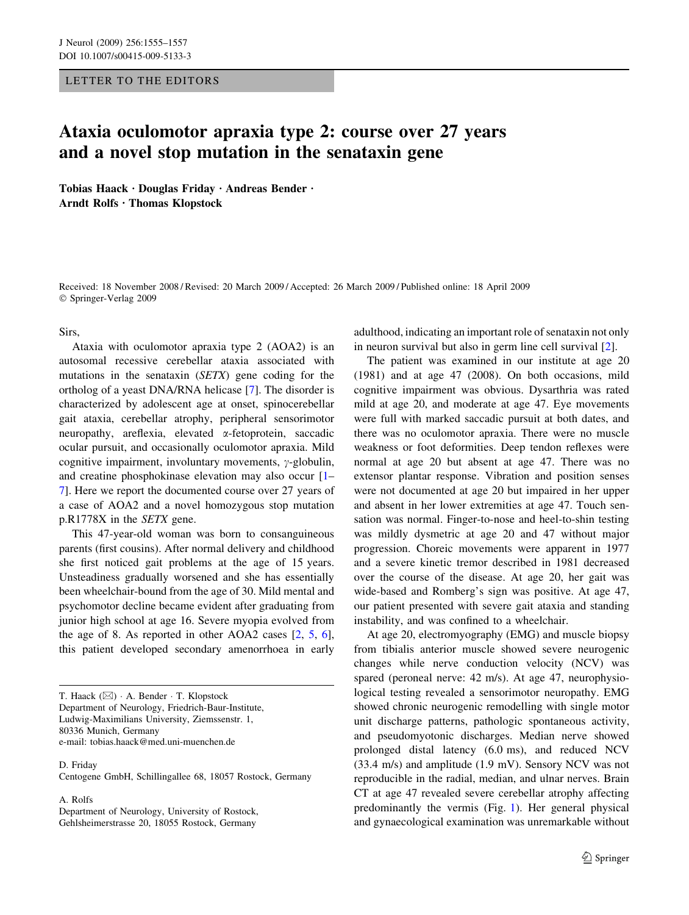LETTER TO THE EDITORS

# Ataxia oculomotor apraxia type 2: course over 27 years and a novel stop mutation in the senataxin gene

**Tobias Haack · Douglas Friday · Andreas Bender · Arndt Rolfs · Thomas Klopstock**

Received: 18 November 2008 / Revised: 20 March 2009 / Accepted: 26 March 2009 / Published online: 18 April 2009
© Springer-Verlag 2009

Sirs,

Ataxia with oculomotor apraxia type 2 (AOA2) is an autosomal recessive cerebellar ataxia associated with mutations in the senataxin (*SETX*) gene coding for the ortholog of a yeast DNA/RNA helicase [7]. The disorder is characterized by adolescent age at onset, spinocerebellar gait ataxia, cerebellar atrophy, peripheral sensorimotor neuropathy, areflexia, elevated α-fetoprotein, saccadic ocular pursuit, and occasionally oculomotor apraxia. Mild cognitive impairment, involuntary movements, γ-globulin, and creatine phosphokinase elevation may also occur [1–7]. Here we report the documented course over 27 years of a case of AOA2 and a novel homozygous stop mutation p.R1778X in the *SETX* gene.

This 47-year-old woman was born to consanguineous parents (first cousins). After normal delivery and childhood she first noticed gait problems at the age of 15 years. Unsteadiness gradually worsened and she has essentially been wheelchair-bound from the age of 30. Mild mental and psychomotor decline became evident after graduating from junior high school at age 16. Severe myopia evolved from the age of 8. As reported in other AOA2 cases [2, 5, 6], this patient developed secondary amenorrhoea in early adulthood, indicating an important role of senataxin not only in neuron survival but also in germ line cell survival [2].

The patient was examined in our institute at age 20 (1981) and at age 47 (2008). On both occasions, mild cognitive impairment was obvious. Dysarthria was rated mild at age 20, and moderate at age 47. Eye movements were full with marked saccadic pursuit at both dates, and there was no oculomotor apraxia. There were no muscle weakness or foot deformities. Deep tendon reflexes were normal at age 20 but absent at age 47. There was no extensor plantar response. Vibration and position senses were not documented at age 20 but impaired in her upper and absent in her lower extremities at age 47. Touch sensation was normal. Finger-to-nose and heel-to-shin testing was mildly dysmetric at age 20 and 47 without major progression. Choreic movements were apparent in 1977 and a severe kinetic tremor described in 1981 decreased over the course of the disease. At age 20, her gait was wide-based and Romberg's sign was positive. At age 47, our patient presented with severe gait ataxia and standing instability, and was confined to a wheelchair.

At age 20, electromyography (EMG) and muscle biopsy from tibialis anterior muscle showed severe neurogenic changes while nerve conduction velocity (NCV) was spared (peroneal nerve: 42 m/s). At age 47, neurophysiological testing revealed a sensorimotor neuropathy. EMG showed chronic neurogenic remodelling with single motor unit discharge patterns, pathologic spontaneous activity, and pseudomyotonic discharges. Median nerve showed prolonged distal latency (6.0 ms), and reduced NCV (33.4 m/s) and amplitude (1.9 mV). Sensory NCV was not reproducible in the radial, median, and ulnar nerves. Brain CT at age 47 revealed severe cerebellar atrophy affecting predominantly the vermis (Fig. 1). Her general physical and gynaecological examination was unremarkable without

---

T. Haack (✉) · A. Bender · T. Klopstock
Department of Neurology, Friedrich-Baur-Institute, Ludwig-Maximilians University, Ziemssenstr. 1, 80336 Munich, Germany
e-mail: tobias.haack@med.uni-muenchen.de

D. Friday
Centogene GmbH, Schillingallee 68, 18057 Rostock, Germany

A. Rolfs
Department of Neurology, University of Rostock, Gehlsheimerstrasse 20, 18055 Rostock, Germany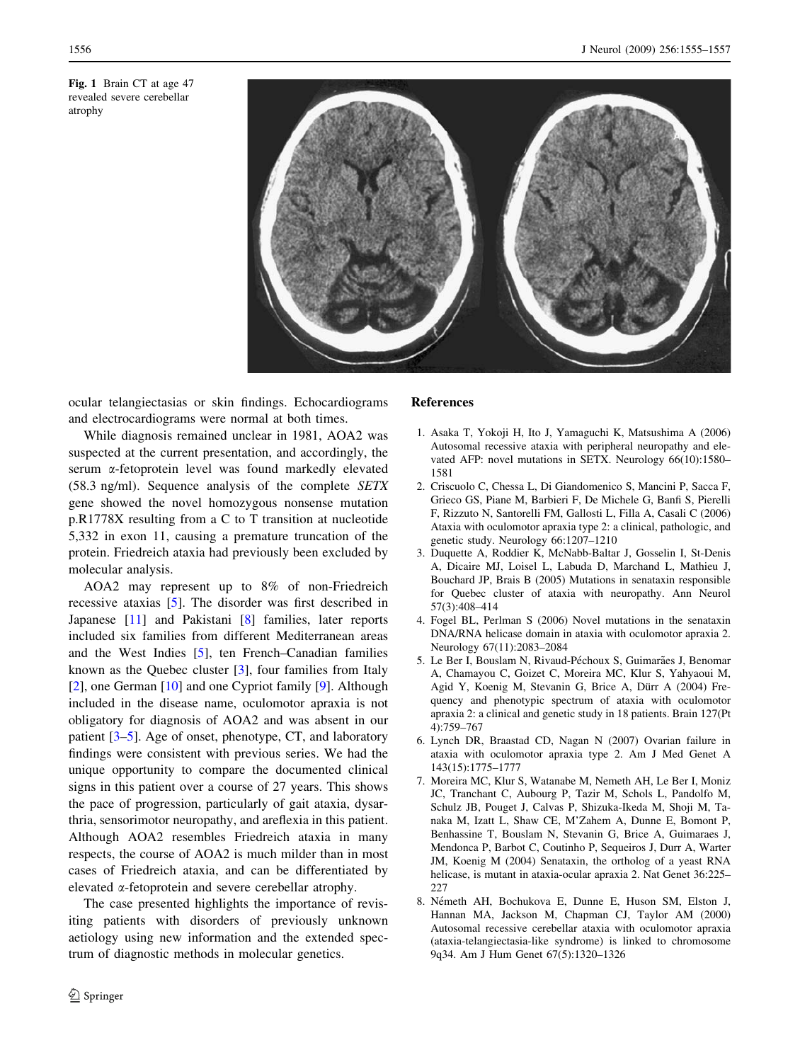Fig. 1 Brain CT at age 47 revealed severe cerebellar atrophy

ocular telangiectasias or skin findings. Echocardiograms and electrocardiograms were normal at both times.

While diagnosis remained unclear in 1981, AOA2 was suspected at the current presentation, and accordingly, the serum α-fetoprotein level was found markedly elevated (58.3 ng/ml). Sequence analysis of the complete *SETX* gene showed the novel homozygous nonsense mutation p.R1778X resulting from a C to T transition at nucleotide 5,332 in exon 11, causing a premature truncation of the protein. Friedreich ataxia had previously been excluded by molecular analysis.

AOA2 may represent up to 8% of non-Friedreich recessive ataxias [5]. The disorder was first described in Japanese [11] and Pakistani [8] families, later reports included six families from different Mediterranean areas and the West Indies [5], ten French–Canadian families known as the Quebec cluster [3], four families from Italy [2], one German [10] and one Cypriot family [9]. Although included in the disease name, oculomotor apraxia is not obligatory for diagnosis of AOA2 and was absent in our patient [3–5]. Age of onset, phenotype, CT, and laboratory findings were consistent with previous series. We had the unique opportunity to compare the documented clinical signs in this patient over a course of 27 years. This shows the pace of progression, particularly of gait ataxia, dysarthria, sensorimotor neuropathy, and areflexia in this patient. Although AOA2 resembles Friedreich ataxia in many respects, the course of AOA2 is much milder than in most cases of Friedreich ataxia, and can be differentiated by elevated α-fetoprotein and severe cerebellar atrophy.

The case presented highlights the importance of revisiting patients with disorders of previously unknown aetiology using new information and the extended spectrum of diagnostic methods in molecular genetics.

## References

1. Asaka T, Yokoji H, Ito J, Yamaguchi K, Matsushima A (2006) Autosomal recessive ataxia with peripheral neuropathy and elevated AFP: novel mutations in SETX. Neurology 66(10):1580–1581
2. Criscuolo C, Chessa L, Di Giandomenico S, Mancini P, Sacca F, Grieco GS, Piane M, Barbieri F, De Michele G, Banfi S, Pierelli F, Rizzuto N, Santorelli FM, Gallosti L, Filla A, Casali C (2006) Ataxia with oculomotor apraxia type 2: a clinical, pathologic, and genetic study. Neurology 66:1207–1210
3. Duquette A, Roddier K, McNabb-Baltar J, Gosselin I, St-Denis A, Dicaire MJ, Loisel L, Labuda D, Marchand L, Mathieu J, Bouchard JP, Brais B (2005) Mutations in senataxin responsible for Quebec cluster of ataxia with neuropathy. Ann Neurol 57(3):408–414
4. Fogel BL, Perlman S (2006) Novel mutations in the senataxin DNA/RNA helicase domain in ataxia with oculomotor apraxia 2. Neurology 67(11):2083–2084
5. Le Ber I, Bouslam N, Rivaud-Péchoux S, Guimarães J, Benomar A, Chamayou C, Goizet C, Moreira MC, Klur S, Yahyaoui M, Agid Y, Koenig M, Stevanin G, Brice A, Dürr A (2004) Frequency and phenotypic spectrum of ataxia with oculomotor apraxia 2: a clinical and genetic study in 18 patients. Brain 127(Pt 4):759–767
6. Lynch DR, Braastad CD, Nagan N (2007) Ovarian failure in ataxia with oculomotor apraxia type 2. Am J Med Genet A 143(15):1775–1777
7. Moreira MC, Klur S, Watanabe M, Nemeth AH, Le Ber I, Moniz JC, Tranchant C, Aubourg P, Tazir M, Schols L, Pandolfo M, Schulz JB, Pouget J, Calvas P, Shizuka-Ikeda M, Shoji M, Tanaka M, Izatt L, Shaw CE, M'Zahem A, Dunne E, Bomont P, Benhassine T, Bouslam N, Stevanin G, Brice A, Guimaraes J, Mendonca P, Barbot C, Coutinho P, Sequeiros J, Durr A, Warter JM, Koenig M (2004) Senataxin, the ortholog of a yeast RNA helicase, is mutant in ataxia-ocular apraxia 2. Nat Genet 36:225–227
8. Németh AH, Bochukova E, Dunne E, Huson SM, Elston J, Hannan MA, Jackson M, Chapman CJ, Taylor AM (2000) Autosomal recessive cerebellar ataxia with oculomotor apraxia (ataxia-telangiectasia-like syndrome) is linked to chromosome 9q34. Am J Hum Genet 67(5):1320–1326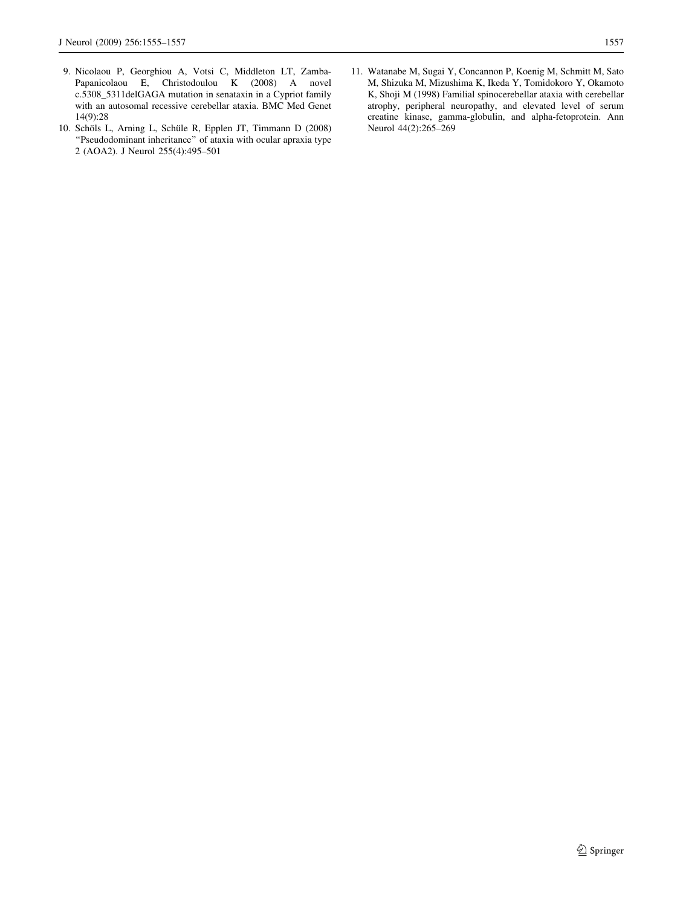9. Nicolaou P, Georghiou A, Votsi C, Middleton LT, Zamba-Papanicolaou E, Christodoulou K (2008) A novel c.5308_5311delGAGA mutation in senataxin in a Cypriot family with an autosomal recessive cerebellar ataxia. BMC Med Genet 14(9):28
10. Schöls L, Arning L, Schüle R, Epplen JT, Timmann D (2008) "Pseudodominant inheritance" of ataxia with ocular apraxia type 2 (AOA2). J Neurol 255(4):495–501
11. Watanabe M, Sugai Y, Concannon P, Koenig M, Schmitt M, Sato M, Shizuka M, Mizushima K, Ikeda Y, Tomidokoro Y, Okamoto K, Shoji M (1998) Familial spinocerebellar ataxia with cerebellar atrophy, peripheral neuropathy, and elevated level of serum creatine kinase, gamma-globulin, and alpha-fetoprotein. Ann Neurol 44(2):265–269